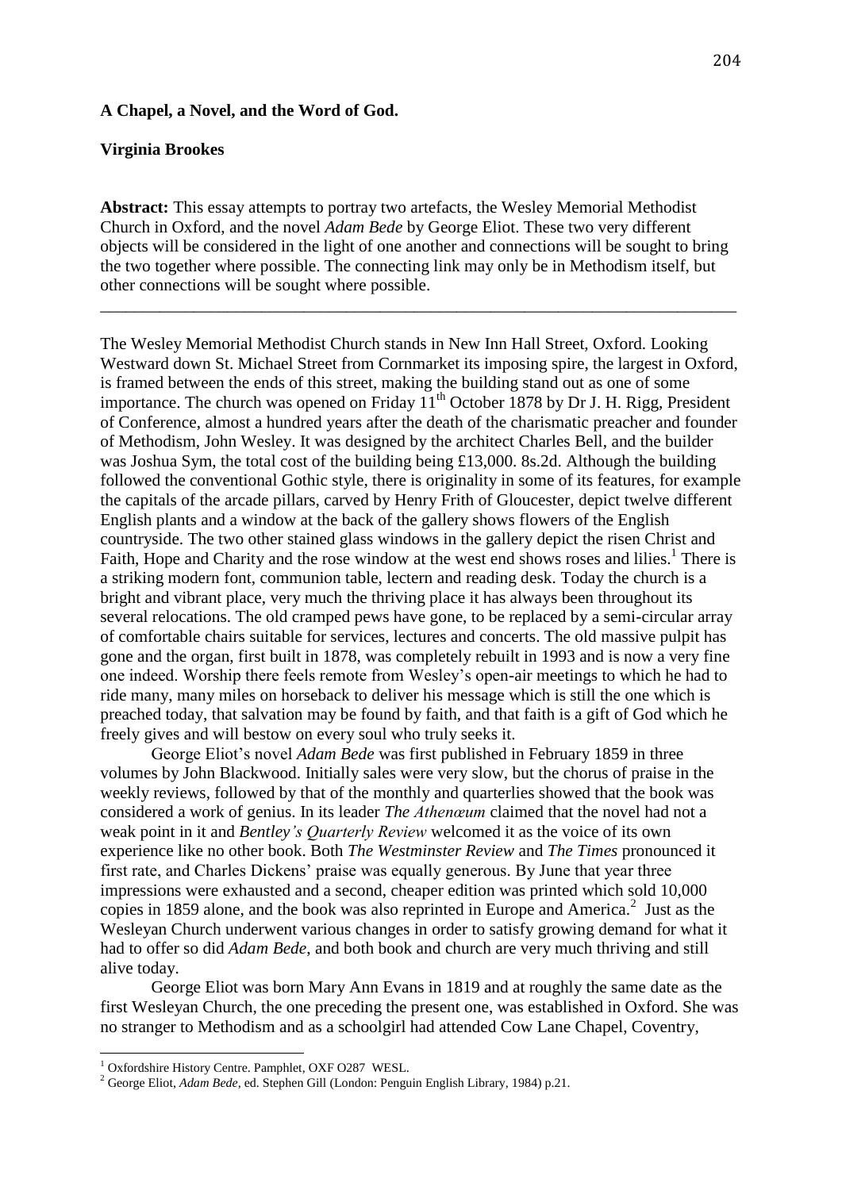**A Chapel, a Novel, and the Word of God.**

**Virginia Brookes**

**Abstract:** This essay attempts to portray two artefacts, the Wesley Memorial Methodist Church in Oxford, and the novel *Adam Bede* by George Eliot. These two very different objects will be considered in the light of one another and connections will be sought to bring the two together where possible. The connecting link may only be in Methodism itself, but other connections will be sought where possible.

---

The Wesley Memorial Methodist Church stands in New Inn Hall Street, Oxford. Looking Westward down St. Michael Street from Cornmarket its imposing spire, the largest in Oxford, is framed between the ends of this street, making the building stand out as one of some importance. The church was opened on Friday 11th October 1878 by Dr J. H. Rigg, President of Conference, almost a hundred years after the death of the charismatic preacher and founder of Methodism, John Wesley. It was designed by the architect Charles Bell, and the builder was Joshua Sym, the total cost of the building being £13,000. 8s.2d. Although the building followed the conventional Gothic style, there is originality in some of its features, for example the capitals of the arcade pillars, carved by Henry Frith of Gloucester, depict twelve different English plants and a window at the back of the gallery shows flowers of the English countryside. The two other stained glass windows in the gallery depict the risen Christ and Faith, Hope and Charity and the rose window at the west end shows roses and lilies.[1] There is a striking modern font, communion table, lectern and reading desk. Today the church is a bright and vibrant place, very much the thriving place it has always been throughout its several relocations. The old cramped pews have gone, to be replaced by a semi-circular array of comfortable chairs suitable for services, lectures and concerts. The old massive pulpit has gone and the organ, first built in 1878, was completely rebuilt in 1993 and is now a very fine one indeed. Worship there feels remote from Wesley's open-air meetings to which he had to ride many, many miles on horseback to deliver his message which is still the one which is preached today, that salvation may be found by faith, and that faith is a gift of God which he freely gives and will bestow on every soul who truly seeks it.

George Eliot's novel *Adam Bede* was first published in February 1859 in three volumes by John Blackwood. Initially sales were very slow, but the chorus of praise in the weekly reviews, followed by that of the monthly and quarterlies showed that the book was considered a work of genius. In its leader *The Athenæum* claimed that the novel had not a weak point in it and *Bentley's Quarterly Review* welcomed it as the voice of its own experience like no other book. Both *The Westminster Review* and *The Times* pronounced it first rate, and Charles Dickens' praise was equally generous. By June that year three impressions were exhausted and a second, cheaper edition was printed which sold 10,000 copies in 1859 alone, and the book was also reprinted in Europe and America.[2] Just as the Wesleyan Church underwent various changes in order to satisfy growing demand for what it had to offer so did *Adam Bede*, and both book and church are very much thriving and still alive today.

George Eliot was born Mary Ann Evans in 1819 and at roughly the same date as the first Wesleyan Church, the one preceding the present one, was established in Oxford. She was no stranger to Methodism and as a schoolgirl had attended Cow Lane Chapel, Coventry,

---

[1] Oxfordshire History Centre. Pamphlet, OXF O287 WESL.

[2] George Eliot, *Adam Bede*, ed. Stephen Gill (London: Penguin English Library, 1984) p.21.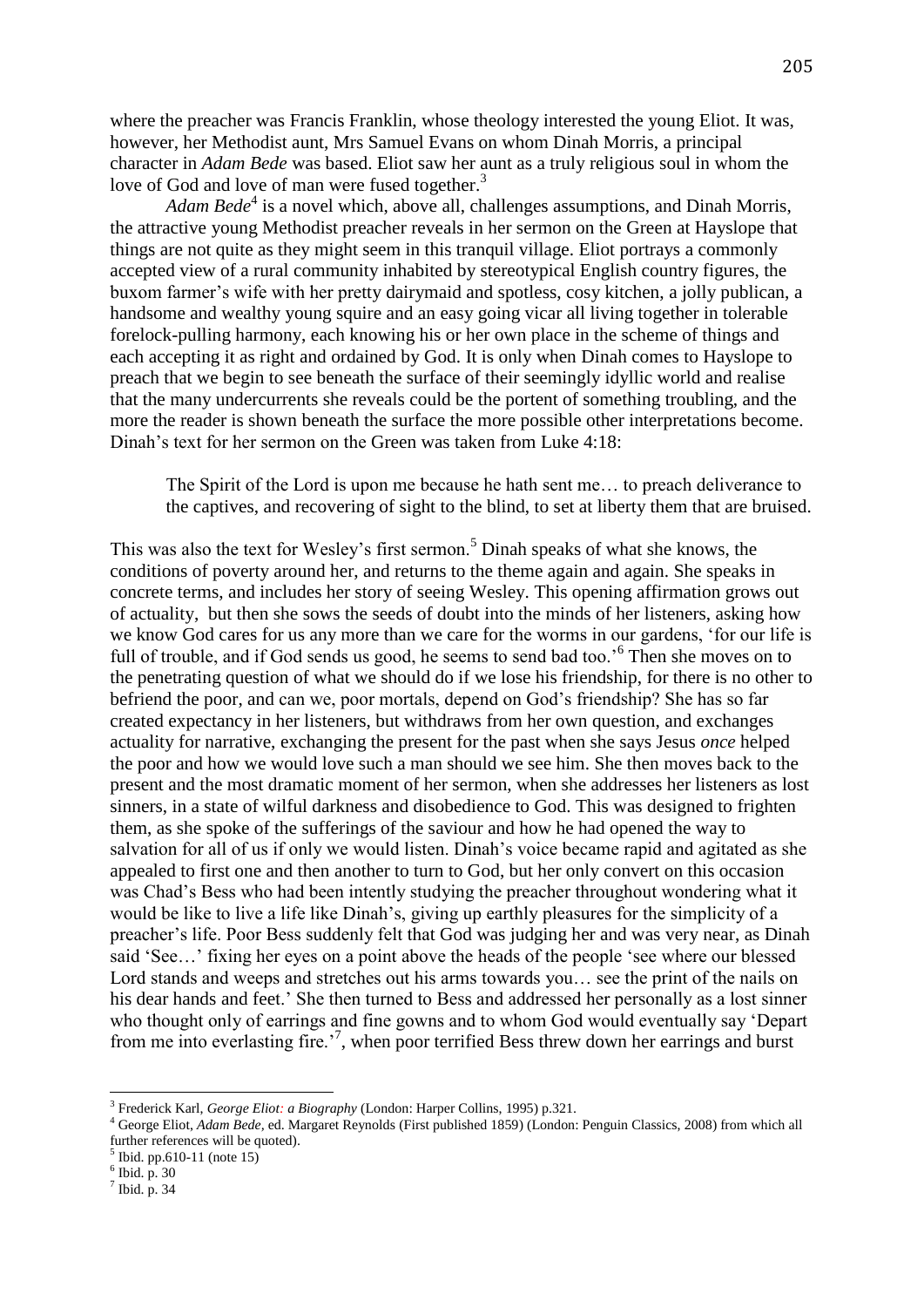where the preacher was Francis Franklin, whose theology interested the young Eliot. It was, however, her Methodist aunt, Mrs Samuel Evans on whom Dinah Morris, a principal character in *Adam Bede* was based. Eliot saw her aunt as a truly religious soul in whom the love of God and love of man were fused together.[3]

*Adam Bede*[4] is a novel which, above all, challenges assumptions, and Dinah Morris, the attractive young Methodist preacher reveals in her sermon on the Green at Hayslope that things are not quite as they might seem in this tranquil village. Eliot portrays a commonly accepted view of a rural community inhabited by stereotypical English country figures, the buxom farmer's wife with her pretty dairymaid and spotless, cosy kitchen, a jolly publican, a handsome and wealthy young squire and an easy going vicar all living together in tolerable forelock-pulling harmony, each knowing his or her own place in the scheme of things and each accepting it as right and ordained by God. It is only when Dinah comes to Hayslope to preach that we begin to see beneath the surface of their seemingly idyllic world and realise that the many undercurrents she reveals could be the portent of something troubling, and the more the reader is shown beneath the surface the more possible other interpretations become. Dinah's text for her sermon on the Green was taken from Luke 4:18:

> The Spirit of the Lord is upon me because he hath sent me… to preach deliverance to the captives, and recovering of sight to the blind, to set at liberty them that are bruised.

This was also the text for Wesley's first sermon.[5] Dinah speaks of what she knows, the conditions of poverty around her, and returns to the theme again and again. She speaks in concrete terms, and includes her story of seeing Wesley. This opening affirmation grows out of actuality, but then she sows the seeds of doubt into the minds of her listeners, asking how we know God cares for us any more than we care for the worms in our gardens, 'for our life is full of trouble, and if God sends us good, he seems to send bad too.'[6] Then she moves on to the penetrating question of what we should do if we lose his friendship, for there is no other to befriend the poor, and can we, poor mortals, depend on God's friendship? She has so far created expectancy in her listeners, but withdraws from her own question, and exchanges actuality for narrative, exchanging the present for the past when she says Jesus *once* helped the poor and how we would love such a man should we see him. She then moves back to the present and the most dramatic moment of her sermon, when she addresses her listeners as lost sinners, in a state of wilful darkness and disobedience to God. This was designed to frighten them, as she spoke of the sufferings of the saviour and how he had opened the way to salvation for all of us if only we would listen. Dinah's voice became rapid and agitated as she appealed to first one and then another to turn to God, but her only convert on this occasion was Chad's Bess who had been intently studying the preacher throughout wondering what it would be like to live a life like Dinah's, giving up earthly pleasures for the simplicity of a preacher's life. Poor Bess suddenly felt that God was judging her and was very near, as Dinah said 'See…' fixing her eyes on a point above the heads of the people 'see where our blessed Lord stands and weeps and stretches out his arms towards you… see the print of the nails on his dear hands and feet.' She then turned to Bess and addressed her personally as a lost sinner who thought only of earrings and fine gowns and to whom God would eventually say 'Depart from me into everlasting fire.'[7], when poor terrified Bess threw down her earrings and burst

---

[3] Frederick Karl, *George Eliot: a Biography* (London: Harper Collins, 1995) p.321.

[4] George Eliot, *Adam Bede,* ed. Margaret Reynolds (First published 1859) (London: Penguin Classics, 2008) from which all further references will be quoted).

[5] Ibid. pp.610-11 (note 15)

[6] Ibid. p. 30

[7] Ibid. p. 34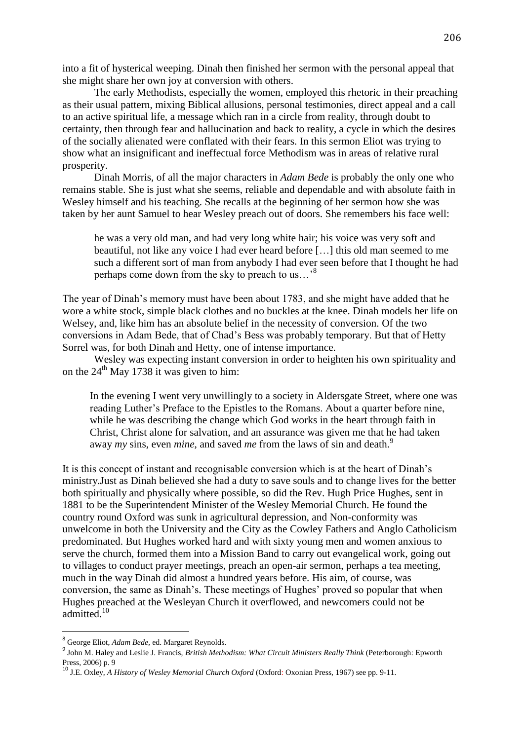into a fit of hysterical weeping. Dinah then finished her sermon with the personal appeal that she might share her own joy at conversion with others.

The early Methodists, especially the women, employed this rhetoric in their preaching as their usual pattern, mixing Biblical allusions, personal testimonies, direct appeal and a call to an active spiritual life, a message which ran in a circle from reality, through doubt to certainty, then through fear and hallucination and back to reality, a cycle in which the desires of the socially alienated were conflated with their fears. In this sermon Eliot was trying to show what an insignificant and ineffectual force Methodism was in areas of relative rural prosperity.

Dinah Morris, of all the major characters in *Adam Bede* is probably the only one who remains stable. She is just what she seems, reliable and dependable and with absolute faith in Wesley himself and his teaching. She recalls at the beginning of her sermon how she was taken by her aunt Samuel to hear Wesley preach out of doors. She remembers his face well:

> he was a very old man, and had very long white hair; his voice was very soft and beautiful, not like any voice I had ever heard before […] this old man seemed to me such a different sort of man from anybody I had ever seen before that I thought he had perhaps come down from the sky to preach to us…'[8]

The year of Dinah's memory must have been about 1783, and she might have added that he wore a white stock, simple black clothes and no buckles at the knee. Dinah models her life on Welsey, and, like him has an absolute belief in the necessity of conversion. Of the two conversions in Adam Bede, that of Chad's Bess was probably temporary. But that of Hetty Sorrel was, for both Dinah and Hetty, one of intense importance.

Wesley was expecting instant conversion in order to heighten his own spirituality and on the 24th May 1738 it was given to him:

> In the evening I went very unwillingly to a society in Aldersgate Street, where one was reading Luther's Preface to the Epistles to the Romans. About a quarter before nine, while he was describing the change which God works in the heart through faith in Christ, Christ alone for salvation, and an assurance was given me that he had taken away *my* sins, even *mine*, and saved *me* from the laws of sin and death.[9]

It is this concept of instant and recognisable conversion which is at the heart of Dinah's ministry.Just as Dinah believed she had a duty to save souls and to change lives for the better both spiritually and physically where possible, so did the Rev. Hugh Price Hughes, sent in 1881 to be the Superintendent Minister of the Wesley Memorial Church. He found the country round Oxford was sunk in agricultural depression, and Non-conformity was unwelcome in both the University and the City as the Cowley Fathers and Anglo Catholicism predominated. But Hughes worked hard and with sixty young men and women anxious to serve the church, formed them into a Mission Band to carry out evangelical work, going out to villages to conduct prayer meetings, preach an open-air sermon, perhaps a tea meeting, much in the way Dinah did almost a hundred years before. His aim, of course, was conversion, the same as Dinah's. These meetings of Hughes' proved so popular that when Hughes preached at the Wesleyan Church it overflowed, and newcomers could not be admitted.[10]

---

[8] George Eliot, *Adam Bede*, ed. Margaret Reynolds.

[9] John M. Haley and Leslie J. Francis, *British Methodism: What Circuit Ministers Really Think* (Peterborough: Epworth Press, 2006) p. 9

[10] J.E. Oxley, *A History of Wesley Memorial Church Oxford* (Oxford: Oxonian Press, 1967) see pp. 9-11.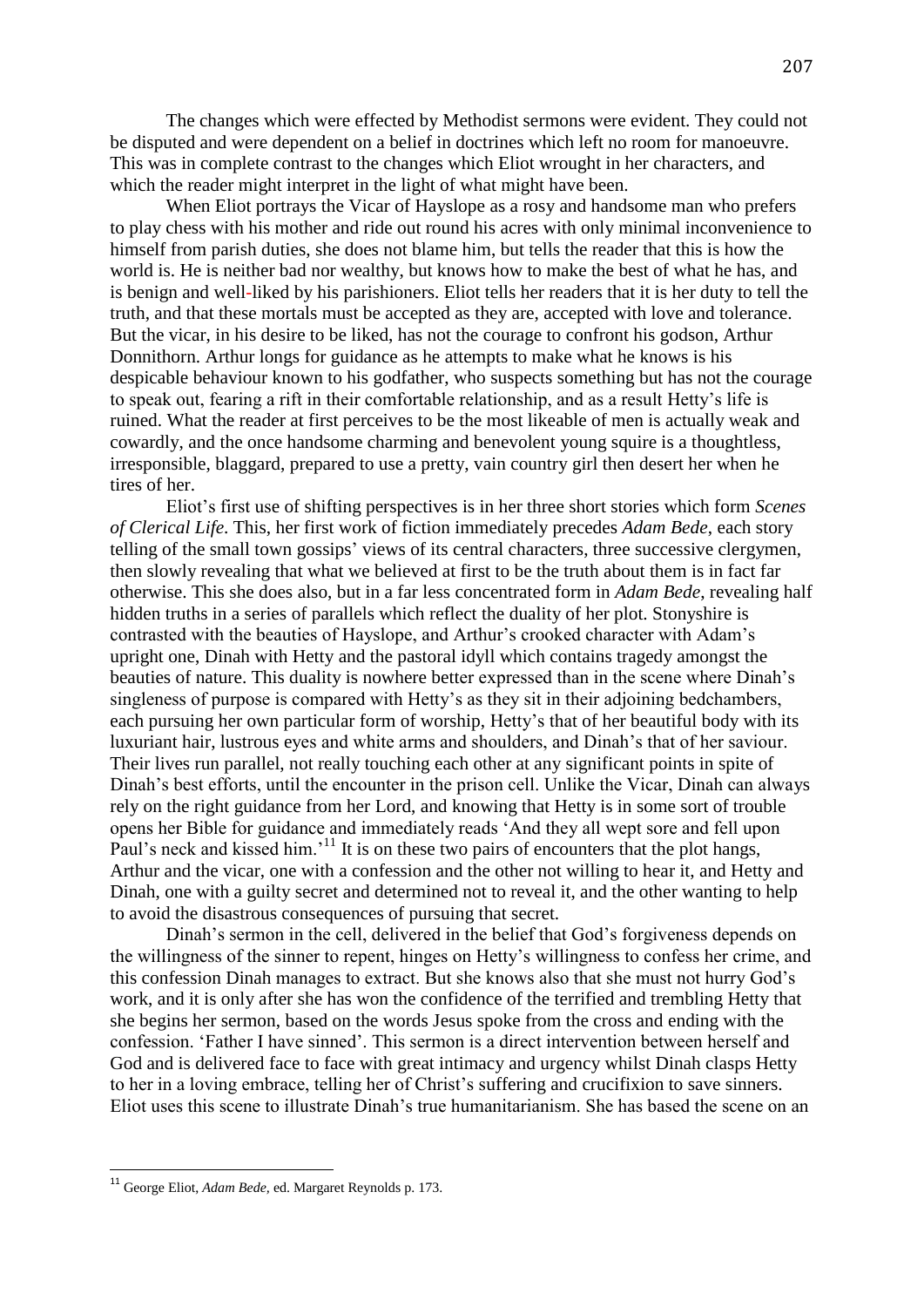The changes which were effected by Methodist sermons were evident. They could not be disputed and were dependent on a belief in doctrines which left no room for manoeuvre. This was in complete contrast to the changes which Eliot wrought in her characters, and which the reader might interpret in the light of what might have been.

When Eliot portrays the Vicar of Hayslope as a rosy and handsome man who prefers to play chess with his mother and ride out round his acres with only minimal inconvenience to himself from parish duties, she does not blame him, but tells the reader that this is how the world is. He is neither bad nor wealthy, but knows how to make the best of what he has, and is benign and well-liked by his parishioners. Eliot tells her readers that it is her duty to tell the truth, and that these mortals must be accepted as they are, accepted with love and tolerance. But the vicar, in his desire to be liked, has not the courage to confront his godson, Arthur Donnithorn. Arthur longs for guidance as he attempts to make what he knows is his despicable behaviour known to his godfather, who suspects something but has not the courage to speak out, fearing a rift in their comfortable relationship, and as a result Hetty's life is ruined. What the reader at first perceives to be the most likeable of men is actually weak and cowardly, and the once handsome charming and benevolent young squire is a thoughtless, irresponsible, blaggard, prepared to use a pretty, vain country girl then desert her when he tires of her.

Eliot's first use of shifting perspectives is in her three short stories which form *Scenes of Clerical Life*. This, her first work of fiction immediately precedes *Adam Bede*, each story telling of the small town gossips' views of its central characters, three successive clergymen, then slowly revealing that what we believed at first to be the truth about them is in fact far otherwise. This she does also, but in a far less concentrated form in *Adam Bede*, revealing half hidden truths in a series of parallels which reflect the duality of her plot. Stonyshire is contrasted with the beauties of Hayslope, and Arthur's crooked character with Adam's upright one, Dinah with Hetty and the pastoral idyll which contains tragedy amongst the beauties of nature. This duality is nowhere better expressed than in the scene where Dinah's singleness of purpose is compared with Hetty's as they sit in their adjoining bedchambers, each pursuing her own particular form of worship, Hetty's that of her beautiful body with its luxuriant hair, lustrous eyes and white arms and shoulders, and Dinah's that of her saviour. Their lives run parallel, not really touching each other at any significant points in spite of Dinah's best efforts, until the encounter in the prison cell. Unlike the Vicar, Dinah can always rely on the right guidance from her Lord, and knowing that Hetty is in some sort of trouble opens her Bible for guidance and immediately reads 'And they all wept sore and fell upon Paul's neck and kissed him.'[11] It is on these two pairs of encounters that the plot hangs, Arthur and the vicar, one with a confession and the other not willing to hear it, and Hetty and Dinah, one with a guilty secret and determined not to reveal it, and the other wanting to help to avoid the disastrous consequences of pursuing that secret.

Dinah's sermon in the cell, delivered in the belief that God's forgiveness depends on the willingness of the sinner to repent, hinges on Hetty's willingness to confess her crime, and this confession Dinah manages to extract. But she knows also that she must not hurry God's work, and it is only after she has won the confidence of the terrified and trembling Hetty that she begins her sermon, based on the words Jesus spoke from the cross and ending with the confession. 'Father I have sinned'. This sermon is a direct intervention between herself and God and is delivered face to face with great intimacy and urgency whilst Dinah clasps Hetty to her in a loving embrace, telling her of Christ's suffering and crucifixion to save sinners. Eliot uses this scene to illustrate Dinah's true humanitarianism. She has based the scene on an

---

[11] George Eliot, *Adam Bede*, ed. Margaret Reynolds p. 173.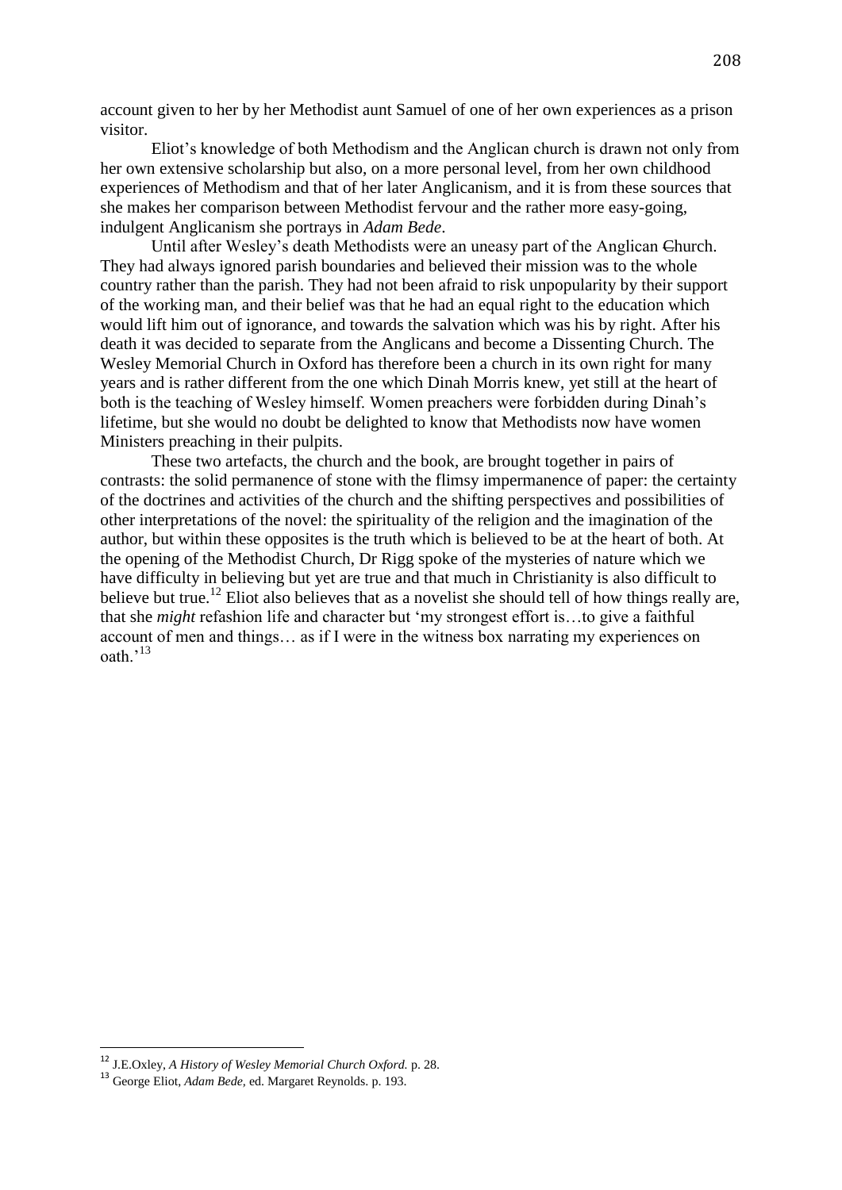account given to her by her Methodist aunt Samuel of one of her own experiences as a prison visitor.

Eliot's knowledge of both Methodism and the Anglican church is drawn not only from her own extensive scholarship but also, on a more personal level, from her own childhood experiences of Methodism and that of her later Anglicanism, and it is from these sources that she makes her comparison between Methodist fervour and the rather more easy-going, indulgent Anglicanism she portrays in *Adam Bede*.

Until after Wesley's death Methodists were an uneasy part of the Anglican Church. They had always ignored parish boundaries and believed their mission was to the whole country rather than the parish. They had not been afraid to risk unpopularity by their support of the working man, and their belief was that he had an equal right to the education which would lift him out of ignorance, and towards the salvation which was his by right. After his death it was decided to separate from the Anglicans and become a Dissenting Church. The Wesley Memorial Church in Oxford has therefore been a church in its own right for many years and is rather different from the one which Dinah Morris knew, yet still at the heart of both is the teaching of Wesley himself. Women preachers were forbidden during Dinah's lifetime, but she would no doubt be delighted to know that Methodists now have women Ministers preaching in their pulpits.

These two artefacts, the church and the book, are brought together in pairs of contrasts: the solid permanence of stone with the flimsy impermanence of paper: the certainty of the doctrines and activities of the church and the shifting perspectives and possibilities of other interpretations of the novel: the spirituality of the religion and the imagination of the author, but within these opposites is the truth which is believed to be at the heart of both. At the opening of the Methodist Church, Dr Rigg spoke of the mysteries of nature which we have difficulty in believing but yet are true and that much in Christianity is also difficult to believe but true.[12] Eliot also believes that as a novelist she should tell of how things really are, that she *might* refashion life and character but 'my strongest effort is…to give a faithful account of men and things… as if I were in the witness box narrating my experiences on oath.'[13]

---

[12] J.E.Oxley, *A History of Wesley Memorial Church Oxford.* p. 28.

[13] George Eliot, *Adam Bede*, ed. Margaret Reynolds. p. 193.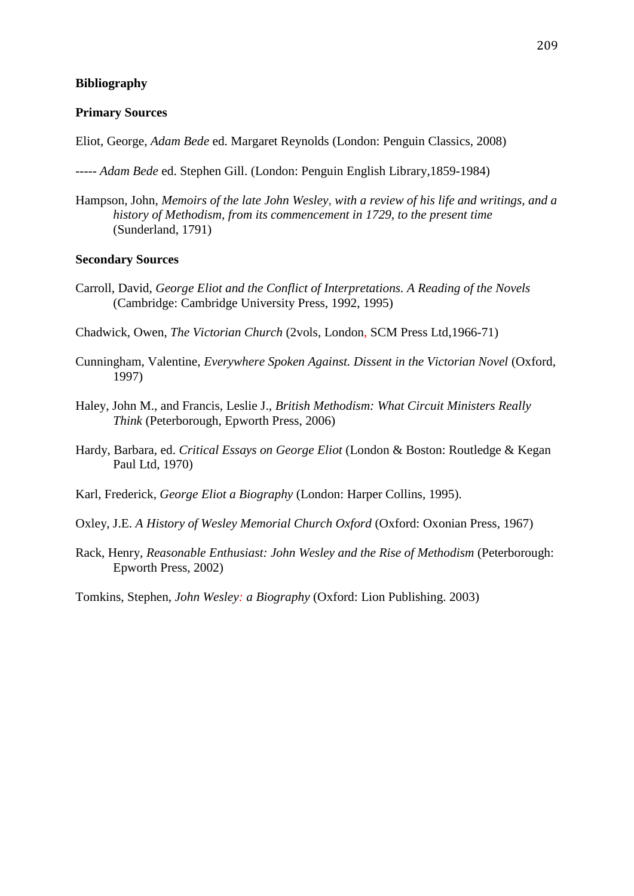**Bibliography**

**Primary Sources**

Eliot, George, *Adam Bede* ed. Margaret Reynolds (London: Penguin Classics, 2008)

----- *Adam Bede* ed. Stephen Gill. (London: Penguin English Library,1859-1984)

Hampson, John, *Memoirs of the late John Wesley, with a review of his life and writings, and a history of Methodism, from its commencement in 1729, to the present time* (Sunderland, 1791)

**Secondary Sources**

Carroll, David, *George Eliot and the Conflict of Interpretations. A Reading of the Novels* (Cambridge: Cambridge University Press, 1992, 1995)

Chadwick, Owen, *The Victorian Church* (2vols, London, SCM Press Ltd,1966-71)

Cunningham, Valentine, *Everywhere Spoken Against. Dissent in the Victorian Novel* (Oxford, 1997)

Haley, John M., and Francis, Leslie J., *British Methodism: What Circuit Ministers Really Think* (Peterborough, Epworth Press, 2006)

Hardy, Barbara, ed. *Critical Essays on George Eliot* (London & Boston: Routledge & Kegan Paul Ltd, 1970)

Karl, Frederick, *George Eliot a Biography* (London: Harper Collins, 1995).

Oxley, J.E. *A History of Wesley Memorial Church Oxford* (Oxford: Oxonian Press, 1967)

Rack, Henry, *Reasonable Enthusiast: John Wesley and the Rise of Methodism* (Peterborough: Epworth Press, 2002)

Tomkins, Stephen, *John Wesley: a Biography* (Oxford: Lion Publishing. 2003)